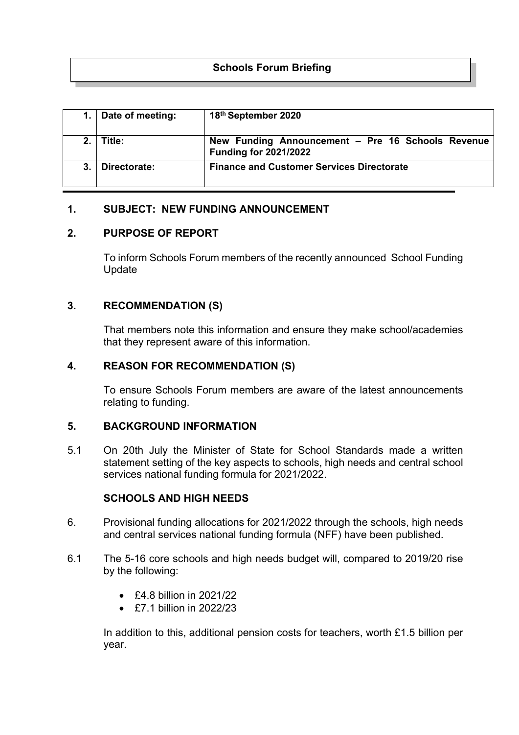# Schools Forum Briefing

| 1. | Date of meeting: | 18th September 2020 |
| --- | --- | --- |
| 2. | Title: | New Funding Announcement – Pre 16 Schools Revenue Funding for 2021/2022 |
| 3. | Directorate: | Finance and Customer Services Directorate |

## 1. SUBJECT: NEW FUNDING ANNOUNCEMENT

## 2. PURPOSE OF REPORT

To inform Schools Forum members of the recently announced School Funding Update

## 3. RECOMMENDATION (S)

That members note this information and ensure they make school/academies that they represent aware of this information.

## 4. REASON FOR RECOMMENDATION (S)

To ensure Schools Forum members are aware of the latest announcements relating to funding.

## 5. BACKGROUND INFORMATION

5.1 On 20th July the Minister of State for School Standards made a written statement setting of the key aspects to schools, high needs and central school services national funding formula for 2021/2022.

### SCHOOLS AND HIGH NEEDS

6. Provisional funding allocations for 2021/2022 through the schools, high needs and central services national funding formula (NFF) have been published.

6.1 The 5-16 core schools and high needs budget will, compared to 2019/20 rise by the following:

- £4.8 billion in 2021/22
- £7.1 billion in 2022/23

In addition to this, additional pension costs for teachers, worth £1.5 billion per year.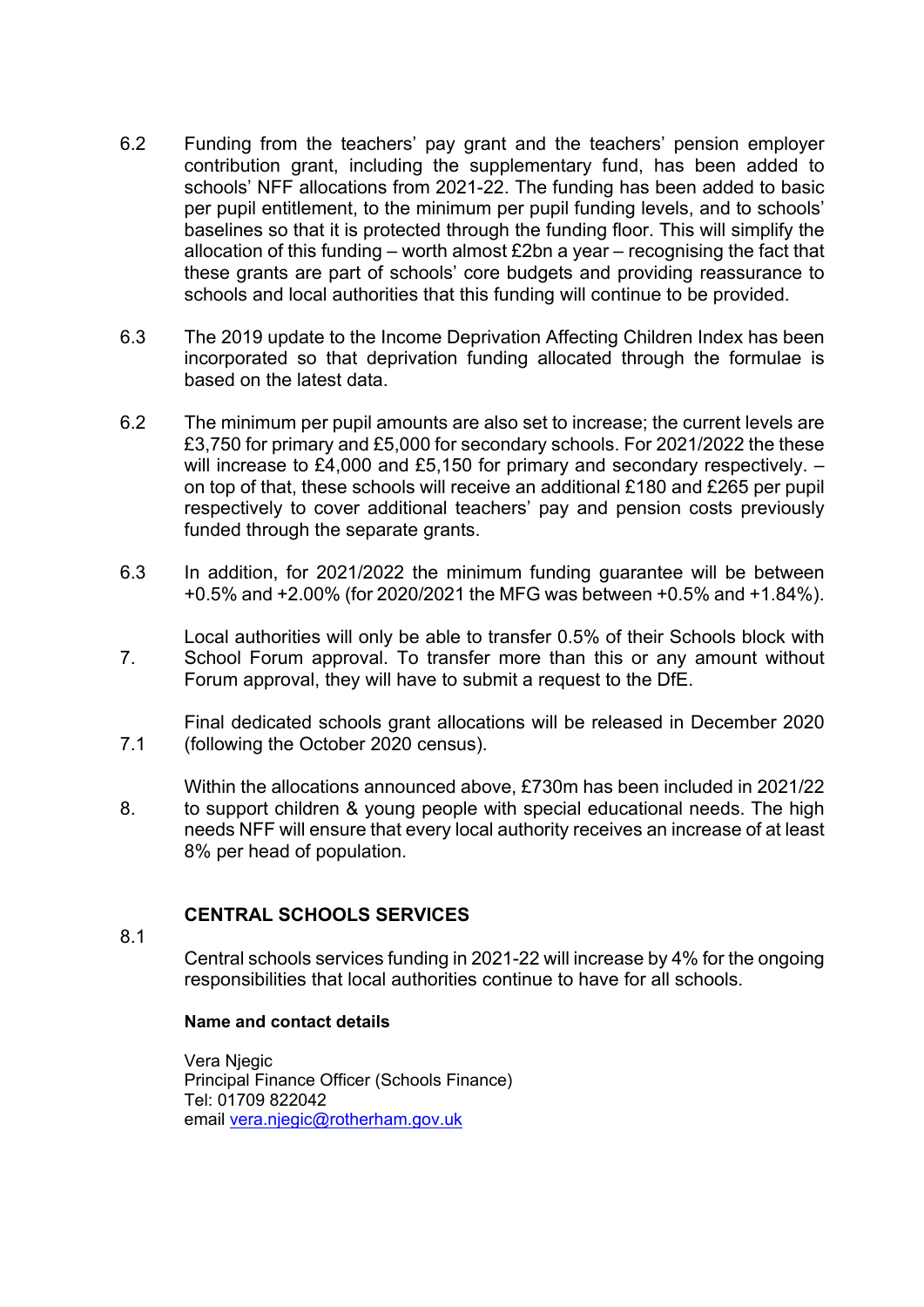6.2 Funding from the teachers' pay grant and the teachers' pension employer contribution grant, including the supplementary fund, has been added to schools' NFF allocations from 2021-22. The funding has been added to basic per pupil entitlement, to the minimum per pupil funding levels, and to schools' baselines so that it is protected through the funding floor. This will simplify the allocation of this funding – worth almost £2bn a year – recognising the fact that these grants are part of schools' core budgets and providing reassurance to schools and local authorities that this funding will continue to be provided.

6.3 The 2019 update to the Income Deprivation Affecting Children Index has been incorporated so that deprivation funding allocated through the formulae is based on the latest data.

6.2 The minimum per pupil amounts are also set to increase; the current levels are £3,750 for primary and £5,000 for secondary schools. For 2021/2022 the these will increase to £4,000 and £5,150 for primary and secondary respectively. – on top of that, these schools will receive an additional £180 and £265 per pupil respectively to cover additional teachers' pay and pension costs previously funded through the separate grants.

6.3 In addition, for 2021/2022 the minimum funding guarantee will be between +0.5% and +2.00% (for 2020/2021 the MFG was between +0.5% and +1.84%).

7. Local authorities will only be able to transfer 0.5% of their Schools block with School Forum approval. To transfer more than this or any amount without Forum approval, they will have to submit a request to the DfE.

7.1 Final dedicated schools grant allocations will be released in December 2020 (following the October 2020 census).

8. Within the allocations announced above, £730m has been included in 2021/22 to support children & young people with special educational needs. The high needs NFF will ensure that every local authority receives an increase of at least 8% per head of population.

## CENTRAL SCHOOLS SERVICES

8.1 Central schools services funding in 2021-22 will increase by 4% for the ongoing responsibilities that local authorities continue to have for all schools.

**Name and contact details**

Vera Njegic
Principal Finance Officer (Schools Finance)
Tel: 01709 822042
email vera.njegic@rotherham.gov.uk